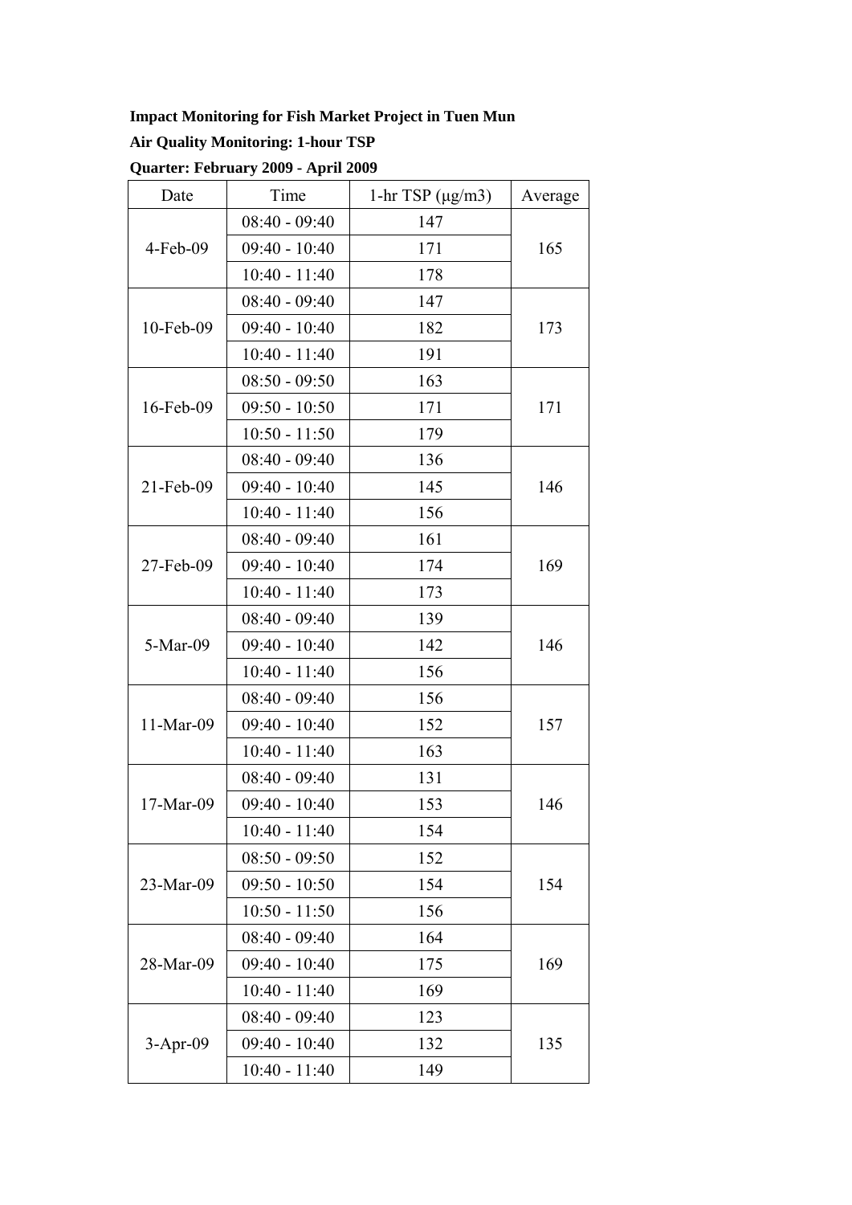**Impact Monitoring for Fish Market Project in Tuen Mun**

**Air Quality Monitoring: 1-hour TSP**

**Quarter: February 2009 - April 2009**

| Date | Time | 1-hr TSP (μg/m3) | Average |
|---|---|---|---|
| 4-Feb-09 | 08:40 - 09:40 | 147 | 165 |
| | 09:40 - 10:40 | 171 | |
| | 10:40 - 11:40 | 178 | |
| 10-Feb-09 | 08:40 - 09:40 | 147 | 173 |
| | 09:40 - 10:40 | 182 | |
| | 10:40 - 11:40 | 191 | |
| 16-Feb-09 | 08:50 - 09:50 | 163 | 171 |
| | 09:50 - 10:50 | 171 | |
| | 10:50 - 11:50 | 179 | |
| 21-Feb-09 | 08:40 - 09:40 | 136 | 146 |
| | 09:40 - 10:40 | 145 | |
| | 10:40 - 11:40 | 156 | |
| 27-Feb-09 | 08:40 - 09:40 | 161 | 169 |
| | 09:40 - 10:40 | 174 | |
| | 10:40 - 11:40 | 173 | |
| 5-Mar-09 | 08:40 - 09:40 | 139 | 146 |
| | 09:40 - 10:40 | 142 | |
| | 10:40 - 11:40 | 156 | |
| 11-Mar-09 | 08:40 - 09:40 | 156 | 157 |
| | 09:40 - 10:40 | 152 | |
| | 10:40 - 11:40 | 163 | |
| 17-Mar-09 | 08:40 - 09:40 | 131 | 146 |
| | 09:40 - 10:40 | 153 | |
| | 10:40 - 11:40 | 154 | |
| 23-Mar-09 | 08:50 - 09:50 | 152 | 154 |
| | 09:50 - 10:50 | 154 | |
| | 10:50 - 11:50 | 156 | |
| 28-Mar-09 | 08:40 - 09:40 | 164 | 169 |
| | 09:40 - 10:40 | 175 | |
| | 10:40 - 11:40 | 169 | |
| 3-Apr-09 | 08:40 - 09:40 | 123 | 135 |
| | 09:40 - 10:40 | 132 | |
| | 10:40 - 11:40 | 149 | |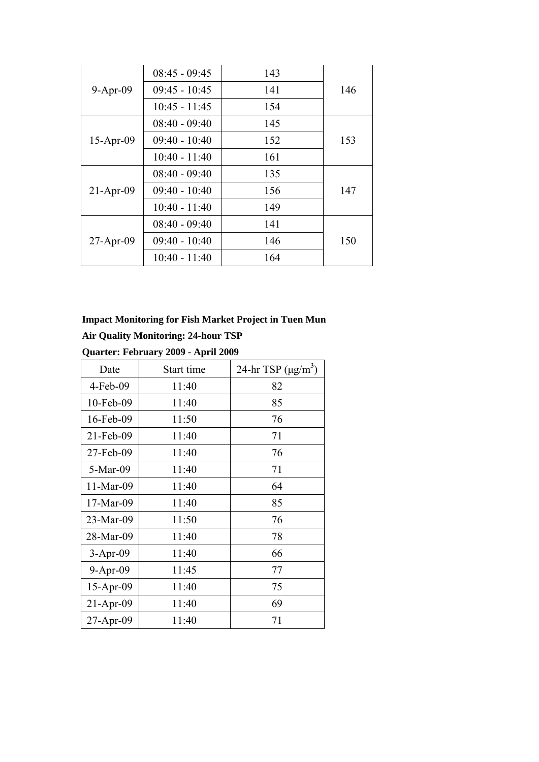| | | | |
|---|---|---|---|
| 9-Apr-09 | 08:45 - 09:45 | 143 | 146 |
| | 09:45 - 10:45 | 141 | |
| | 10:45 - 11:45 | 154 | |
| 15-Apr-09 | 08:40 - 09:40 | 145 | 153 |
| | 09:40 - 10:40 | 152 | |
| | 10:40 - 11:40 | 161 | |
| 21-Apr-09 | 08:40 - 09:40 | 135 | 147 |
| | 09:40 - 10:40 | 156 | |
| | 10:40 - 11:40 | 149 | |
| 27-Apr-09 | 08:40 - 09:40 | 141 | 150 |
| | 09:40 - 10:40 | 146 | |
| | 10:40 - 11:40 | 164 | |

**Impact Monitoring for Fish Market Project in Tuen Mun**

**Air Quality Monitoring: 24-hour TSP**

**Quarter: February 2009 - April 2009**

| Date | Start time | 24-hr TSP ($\mu g/m^3$) |
|---|---|---|
| 4-Feb-09 | 11:40 | 82 |
| 10-Feb-09 | 11:40 | 85 |
| 16-Feb-09 | 11:50 | 76 |
| 21-Feb-09 | 11:40 | 71 |
| 27-Feb-09 | 11:40 | 76 |
| 5-Mar-09 | 11:40 | 71 |
| 11-Mar-09 | 11:40 | 64 |
| 17-Mar-09 | 11:40 | 85 |
| 23-Mar-09 | 11:50 | 76 |
| 28-Mar-09 | 11:40 | 78 |
| 3-Apr-09 | 11:40 | 66 |
| 9-Apr-09 | 11:45 | 77 |
| 15-Apr-09 | 11:40 | 75 |
| 21-Apr-09 | 11:40 | 69 |
| 27-Apr-09 | 11:40 | 71 |